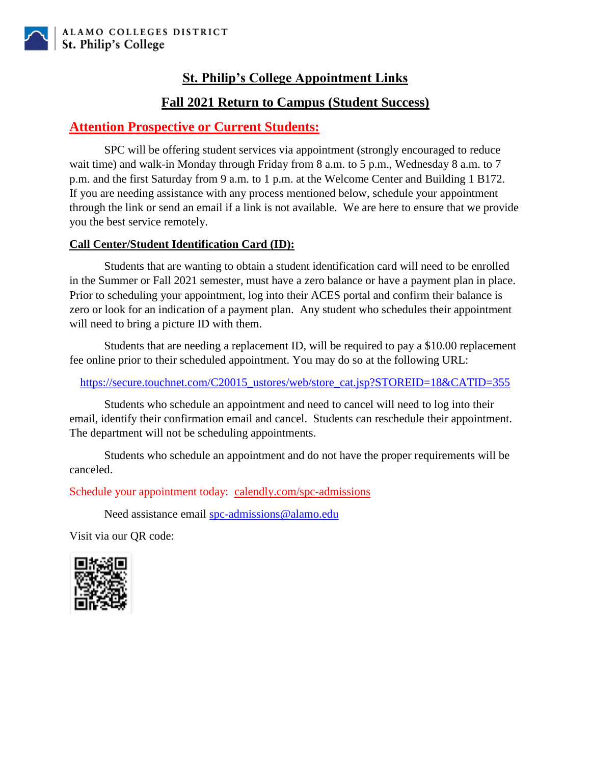ALAMO COLLEGES DISTRICT
St. Philip's College

# St. Philip's College Appointment Links

## Fall 2021 Return to Campus (Student Success)

## Attention Prospective or Current Students:

SPC will be offering student services via appointment (strongly encouraged to reduce wait time) and walk-in Monday through Friday from 8 a.m. to 5 p.m., Wednesday 8 a.m. to 7 p.m. and the first Saturday from 9 a.m. to 1 p.m. at the Welcome Center and Building 1 B172. If you are needing assistance with any process mentioned below, schedule your appointment through the link or send an email if a link is not available. We are here to ensure that we provide you the best service remotely.

### Call Center/Student Identification Card (ID):

Students that are wanting to obtain a student identification card will need to be enrolled in the Summer or Fall 2021 semester, must have a zero balance or have a payment plan in place. Prior to scheduling your appointment, log into their ACES portal and confirm their balance is zero or look for an indication of a payment plan. Any student who schedules their appointment will need to bring a picture ID with them.

Students that are needing a replacement ID, will be required to pay a $10.00 replacement fee online prior to their scheduled appointment. You may do so at the following URL:

https://secure.touchnet.com/C20015_ustores/web/store_cat.jsp?STOREID=18&CATID=355

Students who schedule an appointment and need to cancel will need to log into their email, identify their confirmation email and cancel. Students can reschedule their appointment. The department will not be scheduling appointments.

Students who schedule an appointment and do not have the proper requirements will be canceled.

Schedule your appointment today: calendly.com/spc-admissions

Need assistance email spc-admissions@alamo.edu

Visit via our QR code: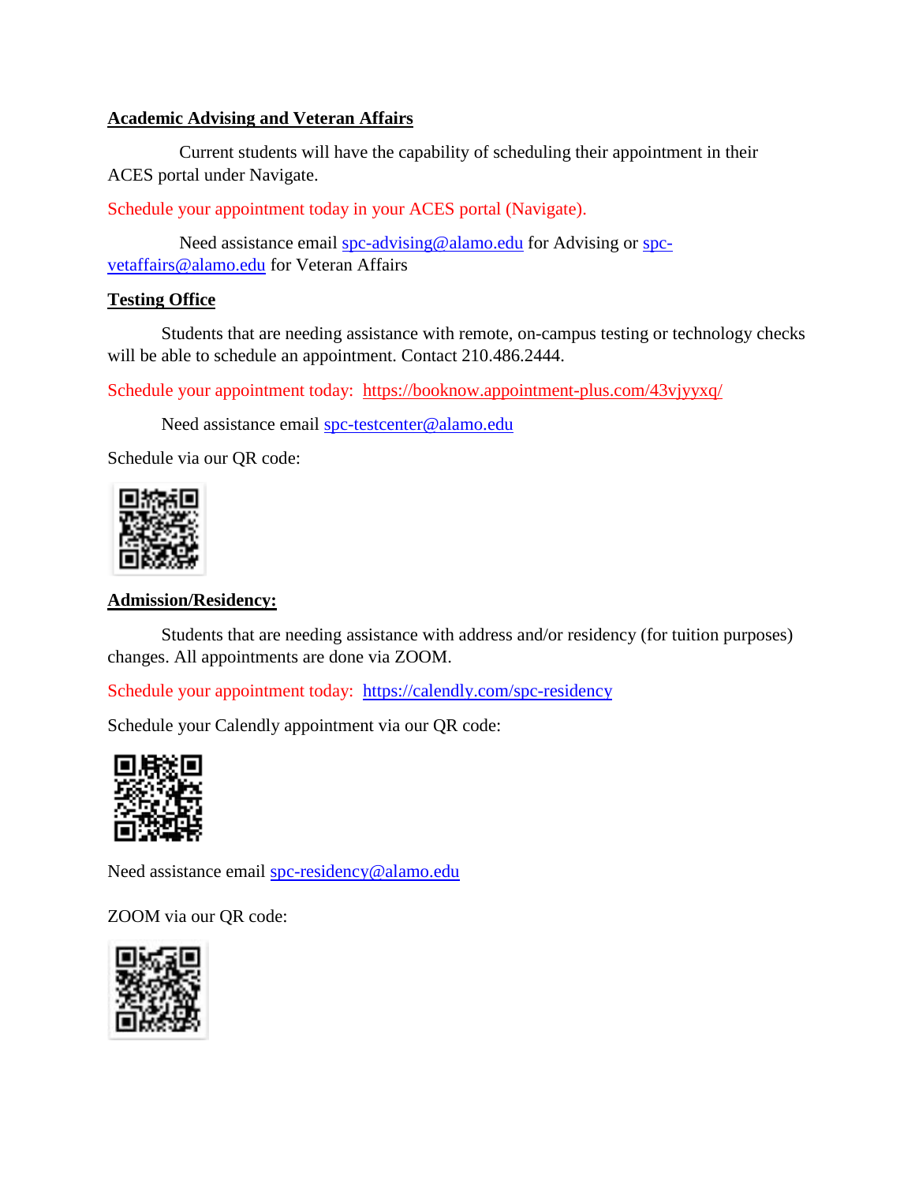**Academic Advising and Veteran Affairs**

Current students will have the capability of scheduling their appointment in their ACES portal under Navigate.

Schedule your appointment today in your ACES portal (Navigate).

Need assistance email spc-advising@alamo.edu for Advising or spc-vetaffairs@alamo.edu for Veteran Affairs

**Testing Office**

Students that are needing assistance with remote, on-campus testing or technology checks will be able to schedule an appointment. Contact 210.486.2444.

Schedule your appointment today: https://booknow.appointment-plus.com/43vjyyxq/

Need assistance email spc-testcenter@alamo.edu

Schedule via our QR code:

**Admission/Residency:**

Students that are needing assistance with address and/or residency (for tuition purposes) changes. All appointments are done via ZOOM.

Schedule your appointment today: https://calendly.com/spc-residency

Schedule your Calendly appointment via our QR code:

Need assistance email spc-residency@alamo.edu

ZOOM via our QR code: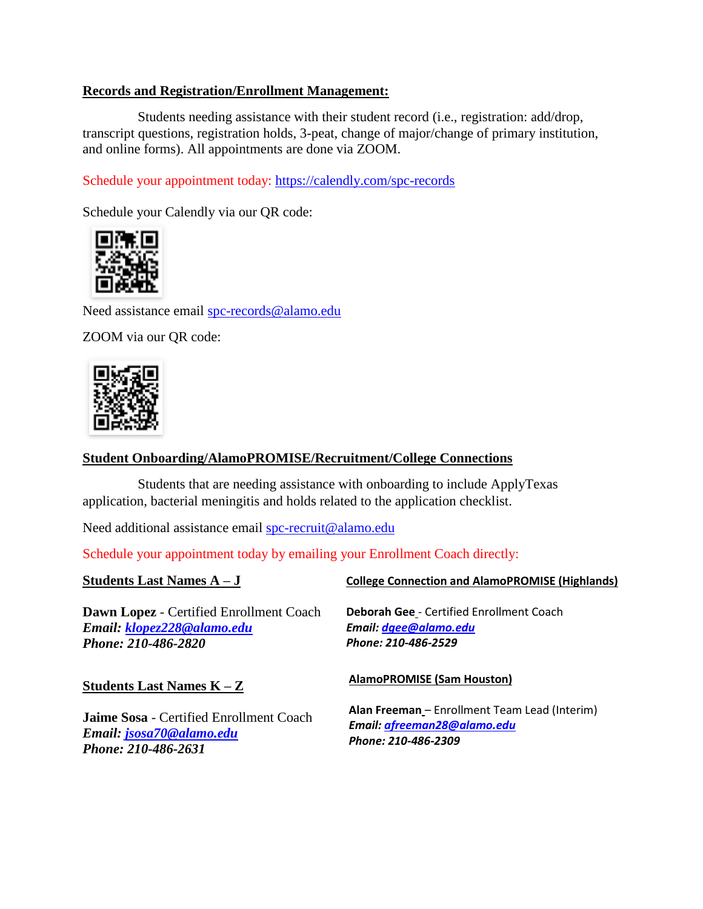**Records and Registration/Enrollment Management:**

Students needing assistance with their student record (i.e., registration: add/drop, transcript questions, registration holds, 3-peat, change of major/change of primary institution, and online forms). All appointments are done via ZOOM.

Schedule your appointment today: https://calendly.com/spc-records

Schedule your Calendly via our QR code:

Need assistance email spc-records@alamo.edu

ZOOM via our QR code:

**Student Onboarding/AlamoPROMISE/Recruitment/College Connections**

Students that are needing assistance with onboarding to include ApplyTexas application, bacterial meningitis and holds related to the application checklist.

Need additional assistance email spc-recruit@alamo.edu

Schedule your appointment today by emailing your Enrollment Coach directly:

**Students Last Names A – J**

**Dawn Lopez** - Certified Enrollment Coach
***Email: klopez228@alamo.edu***
***Phone: 210-486-2820***

**Students Last Names K – Z**

**Jaime Sosa** - Certified Enrollment Coach
***Email: jsosa70@alamo.edu***
***Phone: 210-486-2631***

**College Connection and AlamoPROMISE (Highlands)**

**Deborah Gee** - Certified Enrollment Coach
***Email: dgee@alamo.edu***
***Phone: 210-486-2529***

**AlamoPROMISE (Sam Houston)**

**Alan Freeman** – Enrollment Team Lead (Interim)
***Email: afreeman28@alamo.edu***
***Phone: 210-486-2309***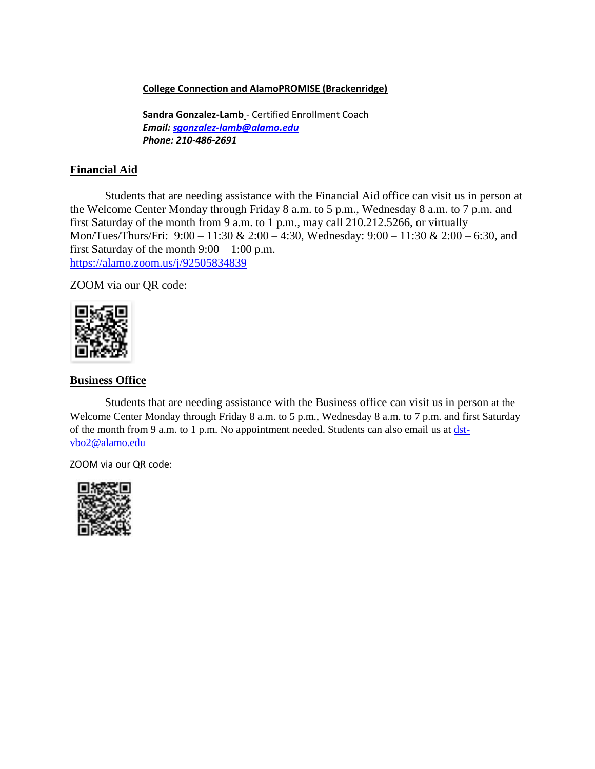**College Connection and AlamoPROMISE (Brackenridge)**

**Sandra Gonzalez-Lamb** - Certified Enrollment Coach
***Email: sgonzalez-lamb@alamo.edu***
***Phone: 210-486-2691***

## Financial Aid

Students that are needing assistance with the Financial Aid office can visit us in person at the Welcome Center Monday through Friday 8 a.m. to 5 p.m., Wednesday 8 a.m. to 7 p.m. and first Saturday of the month from 9 a.m. to 1 p.m., may call 210.212.5266, or virtually Mon/Tues/Thurs/Fri: 9:00 – 11:30 & 2:00 – 4:30, Wednesday: 9:00 – 11:30 & 2:00 – 6:30, and first Saturday of the month 9:00 – 1:00 p.m.
https://alamo.zoom.us/j/92505834839

ZOOM via our QR code:

## Business Office

Students that are needing assistance with the Business office can visit us in person at the Welcome Center Monday through Friday 8 a.m. to 5 p.m., Wednesday 8 a.m. to 7 p.m. and first Saturday of the month from 9 a.m. to 1 p.m. No appointment needed. Students can also email us at dst-vbo2@alamo.edu

ZOOM via our QR code: